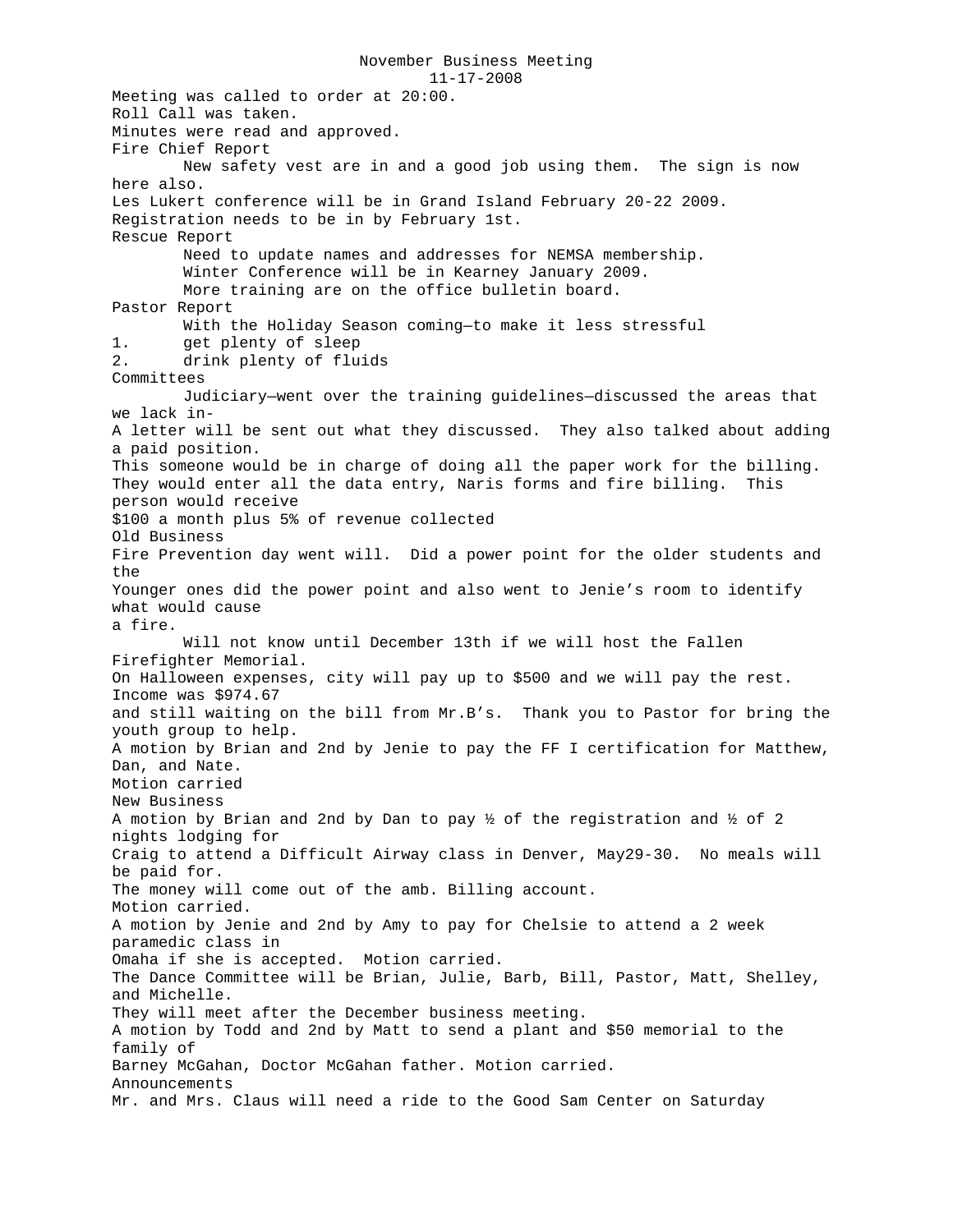# November Business Meeting

11-17-2008

Meeting was called to order at 20:00.
Roll Call was taken.
Minutes were read and approved.

## Fire Chief Report

New safety vest are in and a good job using them. The sign is now here also.

Les Lukert conference will be in Grand Island February 20-22 2009.
Registration needs to be in by February 1st.

## Rescue Report

Need to update names and addresses for NEMSA membership.
Winter Conference will be in Kearney January 2009.
More training are on the office bulletin board.

## Pastor Report

With the Holiday Season coming—to make it less stressful

1. get plenty of sleep
2. drink plenty of fluids

## Committees

Judiciary—went over the training guidelines—discussed the areas that we lack in-
A letter will be sent out what they discussed. They also talked about adding a paid position.
This someone would be in charge of doing all the paper work for the billing.
They would enter all the data entry, Naris forms and fire billing. This person would receive
$100 a month plus 5% of revenue collected

## Old Business

Fire Prevention day went will. Did a power point for the older students and the
Younger ones did the power point and also went to Jenie's room to identify what would cause
a fire.

Will not know until December 13th if we will host the Fallen Firefighter Memorial.

On Halloween expenses, city will pay up to $500 and we will pay the rest. Income was $974.67
and still waiting on the bill from Mr.B's. Thank you to Pastor for bring the youth group to help.

A motion by Brian and 2nd by Jenie to pay the FF I certification for Matthew, Dan, and Nate.
Motion carried

## New Business

A motion by Brian and 2nd by Dan to pay ½ of the registration and ½ of 2 nights lodging for
Craig to attend a Difficult Airway class in Denver, May29-30. No meals will be paid for.
The money will come out of the amb. Billing account.
Motion carried.

A motion by Jenie and 2nd by Amy to pay for Chelsie to attend a 2 week paramedic class in
Omaha if she is accepted. Motion carried.

The Dance Committee will be Brian, Julie, Barb, Bill, Pastor, Matt, Shelley, and Michelle.
They will meet after the December business meeting.

A motion by Todd and 2nd by Matt to send a plant and $50 memorial to the family of
Barney McGahan, Doctor McGahan father. Motion carried.

## Announcements

Mr. and Mrs. Claus will need a ride to the Good Sam Center on Saturday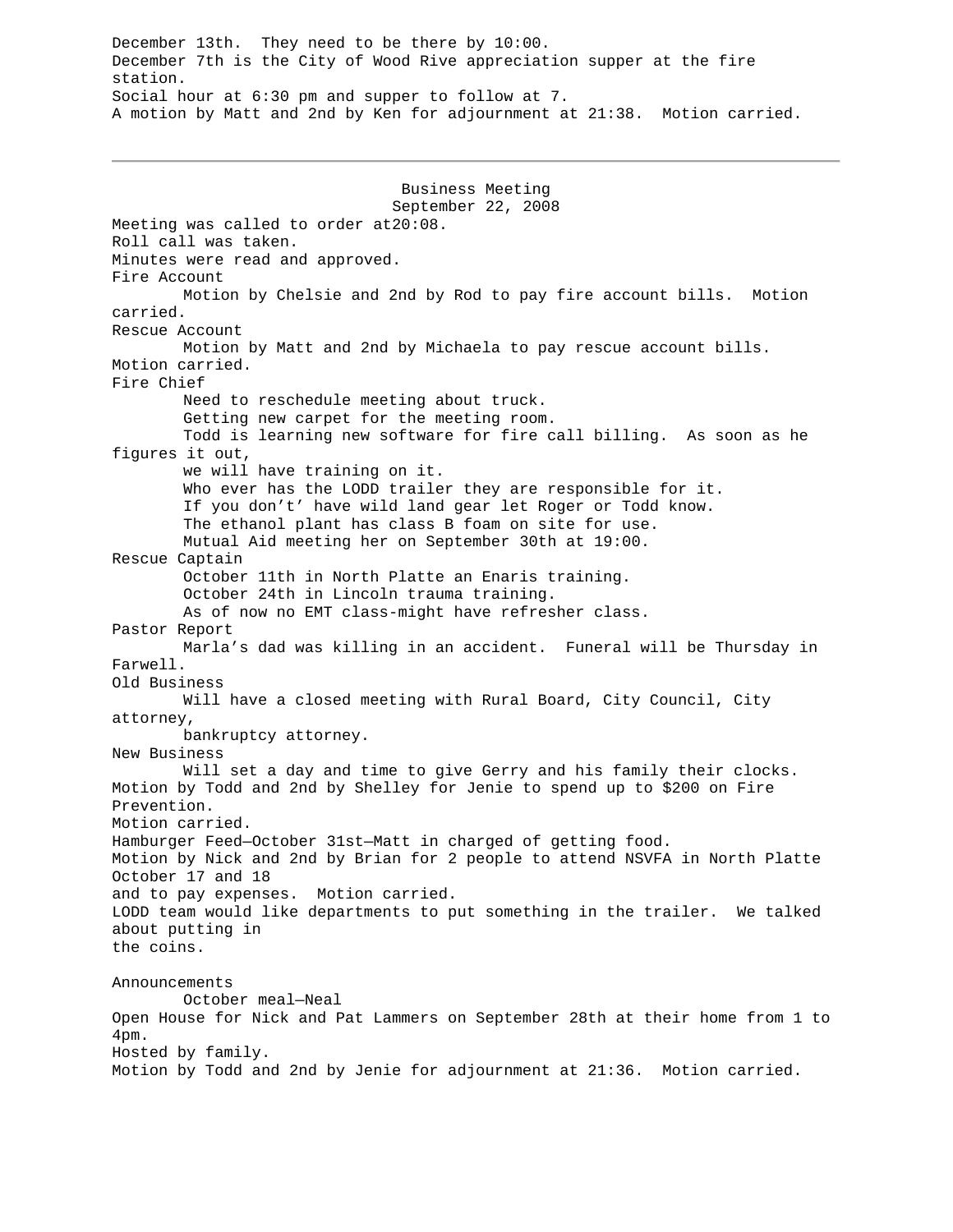December 13th.  They need to be there by 10:00.
December 7th is the City of Wood Rive appreciation supper at the fire station.
Social hour at 6:30 pm and supper to follow at 7.
A motion by Matt and 2nd by Ken for adjournment at 21:38.  Motion carried.

---

## Business Meeting
### September 22, 2008

Meeting was called to order at20:08.
Roll call was taken.
Minutes were read and approved.

Fire Account

Motion by Chelsie and 2nd by Rod to pay fire account bills.  Motion carried.

Rescue Account

Motion by Matt and 2nd by Michaela to pay rescue account bills.  Motion carried.

Fire Chief

Need to reschedule meeting about truck.
Getting new carpet for the meeting room.
Todd is learning new software for fire call billing.  As soon as he figures it out, we will have training on it.
Who ever has the LODD trailer they are responsible for it.
If you don't have wild land gear let Roger or Todd know.
The ethanol plant has class B foam on site for use.
Mutual Aid meeting her on September 30th at 19:00.

Rescue Captain

October 11th in North Platte an Enaris training.
October 24th in Lincoln trauma training.
As of now no EMT class-might have refresher class.

Pastor Report

Marla's dad was killing in an accident.  Funeral will be Thursday in Farwell.

Old Business

Will have a closed meeting with Rural Board, City Council, City attorney, bankruptcy attorney.

New Business

Will set a day and time to give Gerry and his family their clocks.
Motion by Todd and 2nd by Shelley for Jenie to spend up to $200 on Fire Prevention.
Motion carried.
Hamburger Feed—October 31st—Matt in charged of getting food.
Motion by Nick and 2nd by Brian for 2 people to attend NSVFA in North Platte October 17 and 18 and to pay expenses.  Motion carried.
LODD team would like departments to put something in the trailer.  We talked about putting in the coins.

Announcements

October meal—Neal
Open House for Nick and Pat Lammers on September 28th at their home from 1 to 4pm.
Hosted by family.
Motion by Todd and 2nd by Jenie for adjournment at 21:36.  Motion carried.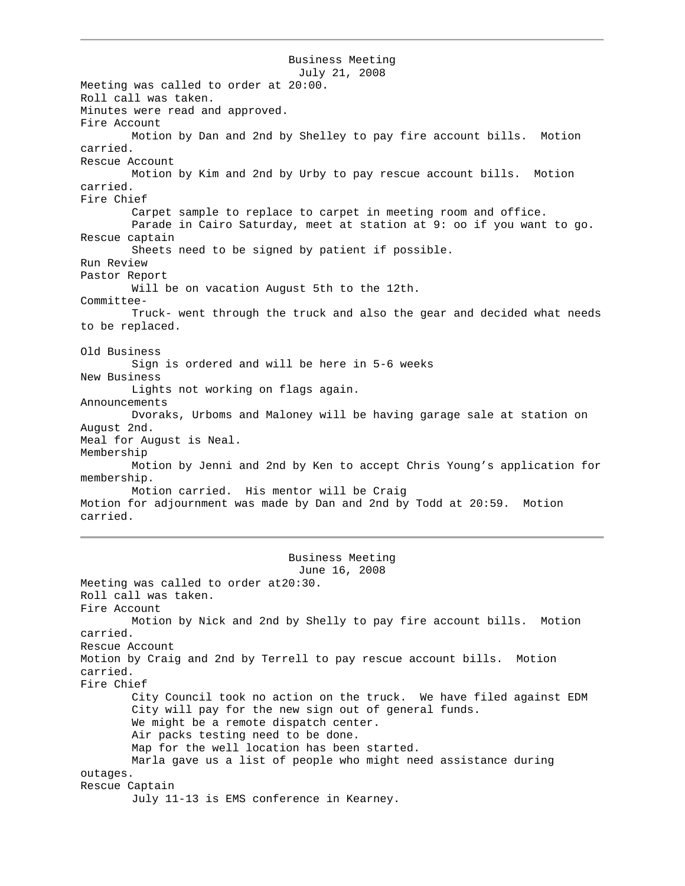---

## Business Meeting
### July 21, 2008

Meeting was called to order at 20:00.
Roll call was taken.
Minutes were read and approved.

Fire Account
Motion by Dan and 2nd by Shelley to pay fire account bills. Motion carried.

Rescue Account
Motion by Kim and 2nd by Urby to pay rescue account bills. Motion carried.

Fire Chief
Carpet sample to replace to carpet in meeting room and office.
Parade in Cairo Saturday, meet at station at 9: oo if you want to go.

Rescue captain
Sheets need to be signed by patient if possible.

Run Review

Pastor Report
Will be on vacation August 5th to the 12th.

Committee-
Truck- went through the truck and also the gear and decided what needs to be replaced.

Old Business
Sign is ordered and will be here in 5-6 weeks

New Business
Lights not working on flags again.

Announcements
Dvoraks, Urboms and Maloney will be having garage sale at station on August 2nd.

Meal for August is Neal.

Membership
Motion by Jenni and 2nd by Ken to accept Chris Young's application for membership.
Motion carried. His mentor will be Craig

Motion for adjournment was made by Dan and 2nd by Todd at 20:59. Motion carried.

---

## Business Meeting
### June 16, 2008

Meeting was called to order at20:30.
Roll call was taken.

Fire Account
Motion by Nick and 2nd by Shelly to pay fire account bills. Motion carried.

Rescue Account
Motion by Craig and 2nd by Terrell to pay rescue account bills. Motion carried.

Fire Chief
City Council took no action on the truck. We have filed against EDM
City will pay for the new sign out of general funds.
We might be a remote dispatch center.
Air packs testing need to be done.
Map for the well location has been started.
Marla gave us a list of people who might need assistance during outages.

Rescue Captain
July 11-13 is EMS conference in Kearney.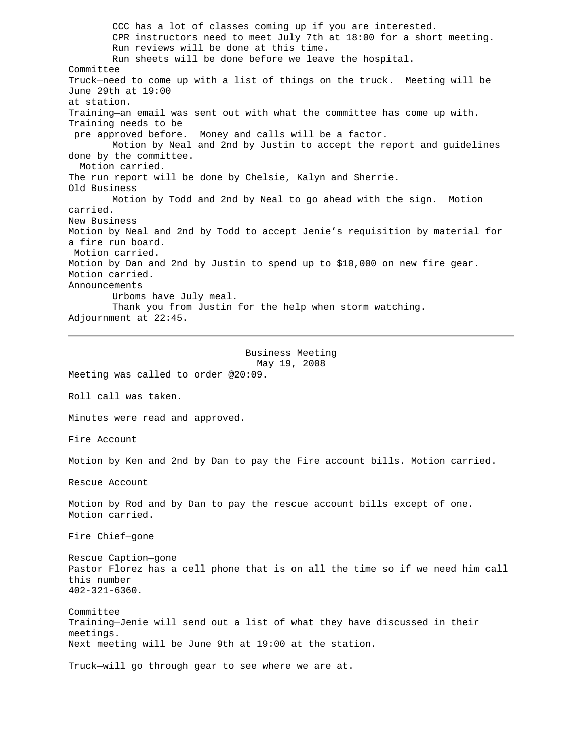CCC has a lot of classes coming up if you are interested.
CPR instructors need to meet July 7th at 18:00 for a short meeting.
Run reviews will be done at this time.
Run sheets will be done before we leave the hospital.

Committee

Truck—need to come up with a list of things on the truck. Meeting will be June 29th at 19:00 at station.

Training—an email was sent out with what the committee has come up with. Training needs to be pre approved before. Money and calls will be a factor.

Motion by Neal and 2nd by Justin to accept the report and guidelines done by the committee. Motion carried.

The run report will be done by Chelsie, Kalyn and Sherrie.

Old Business

Motion by Todd and 2nd by Neal to go ahead with the sign. Motion carried.

New Business

Motion by Neal and 2nd by Todd to accept Jenie's requisition by material for a fire run board. Motion carried.

Motion by Dan and 2nd by Justin to spend up to $10,000 on new fire gear. Motion carried.

Announcements

Urboms have July meal.
Thank you from Justin for the help when storm watching.

Adjournment at 22:45.

---

## Business Meeting
## May 19, 2008

Meeting was called to order @20:09.

Roll call was taken.

Minutes were read and approved.

Fire Account

Motion by Ken and 2nd by Dan to pay the Fire account bills. Motion carried.

Rescue Account

Motion by Rod and by Dan to pay the rescue account bills except of one. Motion carried.

Fire Chief—gone

Rescue Caption—gone

Pastor Florez has a cell phone that is on all the time so if we need him call this number 402-321-6360.

Committee

Training—Jenie will send out a list of what they have discussed in their meetings.
Next meeting will be June 9th at 19:00 at the station.

Truck—will go through gear to see where we are at.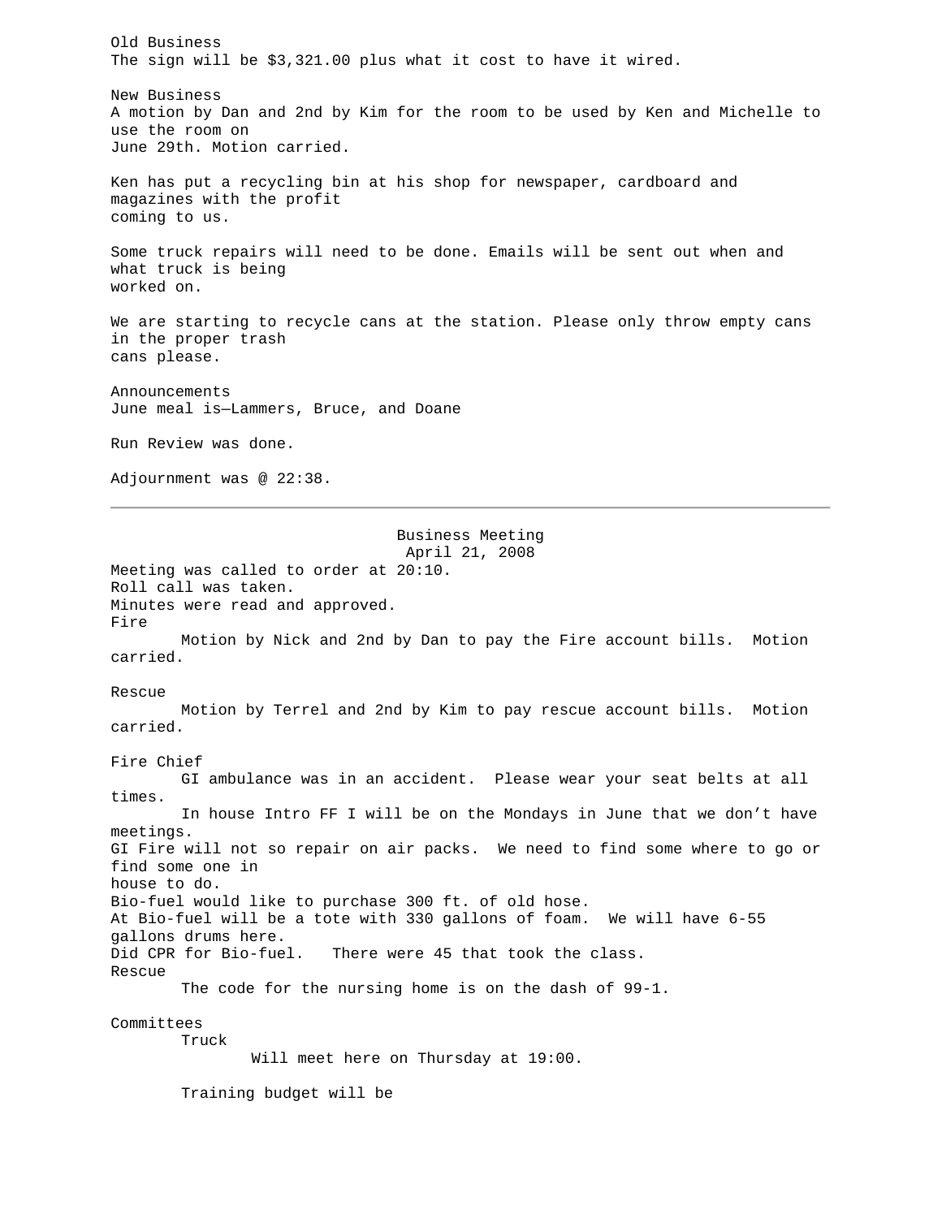Old Business
The sign will be $3,321.00 plus what it cost to have it wired.

New Business
A motion by Dan and 2nd by Kim for the room to be used by Ken and Michelle to use the room on
June 29th. Motion carried.

Ken has put a recycling bin at his shop for newspaper, cardboard and magazines with the profit
coming to us.

Some truck repairs will need to be done. Emails will be sent out when and what truck is being
worked on.

We are starting to recycle cans at the station. Please only throw empty cans in the proper trash
cans please.

Announcements
June meal is—Lammers, Bruce, and Doane

Run Review was done.

Adjournment was @ 22:38.

---

Business Meeting
April 21, 2008

Meeting was called to order at 20:10.
Roll call was taken.
Minutes were read and approved.
Fire
Motion by Nick and 2nd by Dan to pay the Fire account bills. Motion carried.

Rescue
Motion by Terrel and 2nd by Kim to pay rescue account bills. Motion carried.

Fire Chief
GI ambulance was in an accident. Please wear your seat belts at all times.
In house Intro FF I will be on the Mondays in June that we don't have meetings.
GI Fire will not so repair on air packs. We need to find some where to go or find some one in
house to do.
Bio-fuel would like to purchase 300 ft. of old hose.
At Bio-fuel will be a tote with 330 gallons of foam. We will have 6-55 gallons drums here.
Did CPR for Bio-fuel. There were 45 that took the class.
Rescue
The code for the nursing home is on the dash of 99-1.

Committees
Truck
Will meet here on Thursday at 19:00.

Training budget will be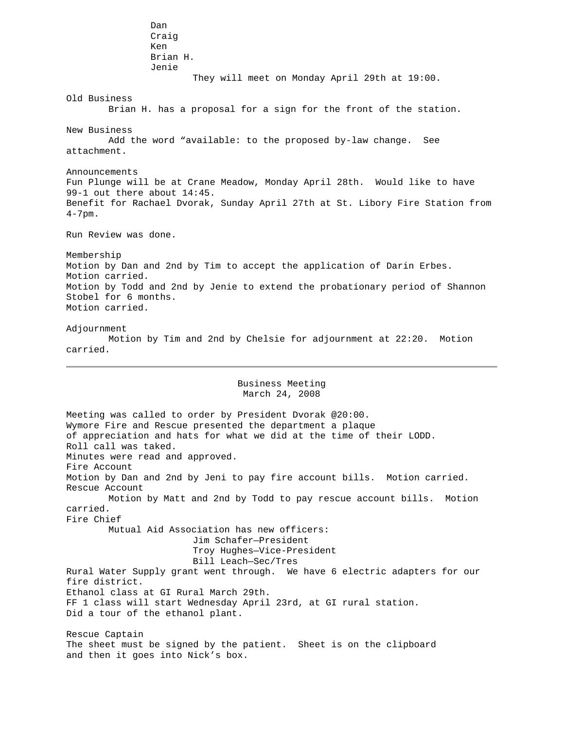Dan
Craig
Ken
Brian H.
Jenie
They will meet on Monday April 29th at 19:00.

Old Business
Brian H. has a proposal for a sign for the front of the station.

New Business
Add the word “available: to the proposed by-law change. See attachment.

Announcements
Fun Plunge will be at Crane Meadow, Monday April 28th. Would like to have 99-1 out there about 14:45.
Benefit for Rachael Dvorak, Sunday April 27th at St. Libory Fire Station from 4-7pm.

Run Review was done.

Membership
Motion by Dan and 2nd by Tim to accept the application of Darin Erbes.
Motion carried.
Motion by Todd and 2nd by Jenie to extend the probationary period of Shannon Stobel for 6 months.
Motion carried.

Adjournment
Motion by Tim and 2nd by Chelsie for adjournment at 22:20. Motion carried.

---

## Business Meeting
### March 24, 2008

Meeting was called to order by President Dvorak @20:00.
Wymore Fire and Rescue presented the department a plaque of appreciation and hats for what we did at the time of their LODD.
Roll call was taked.
Minutes were read and approved.
Fire Account
Motion by Dan and 2nd by Jeni to pay fire account bills. Motion carried.
Rescue Account
Motion by Matt and 2nd by Todd to pay rescue account bills. Motion carried.
Fire Chief
Mutual Aid Association has new officers:
Jim Schafer—President
Troy Hughes—Vice-President
Bill Leach—Sec/Tres
Rural Water Supply grant went through. We have 6 electric adapters for our fire district.
Ethanol class at GI Rural March 29th.
FF 1 class will start Wednesday April 23rd, at GI rural station.
Did a tour of the ethanol plant.

Rescue Captain
The sheet must be signed by the patient. Sheet is on the clipboard and then it goes into Nick’s box.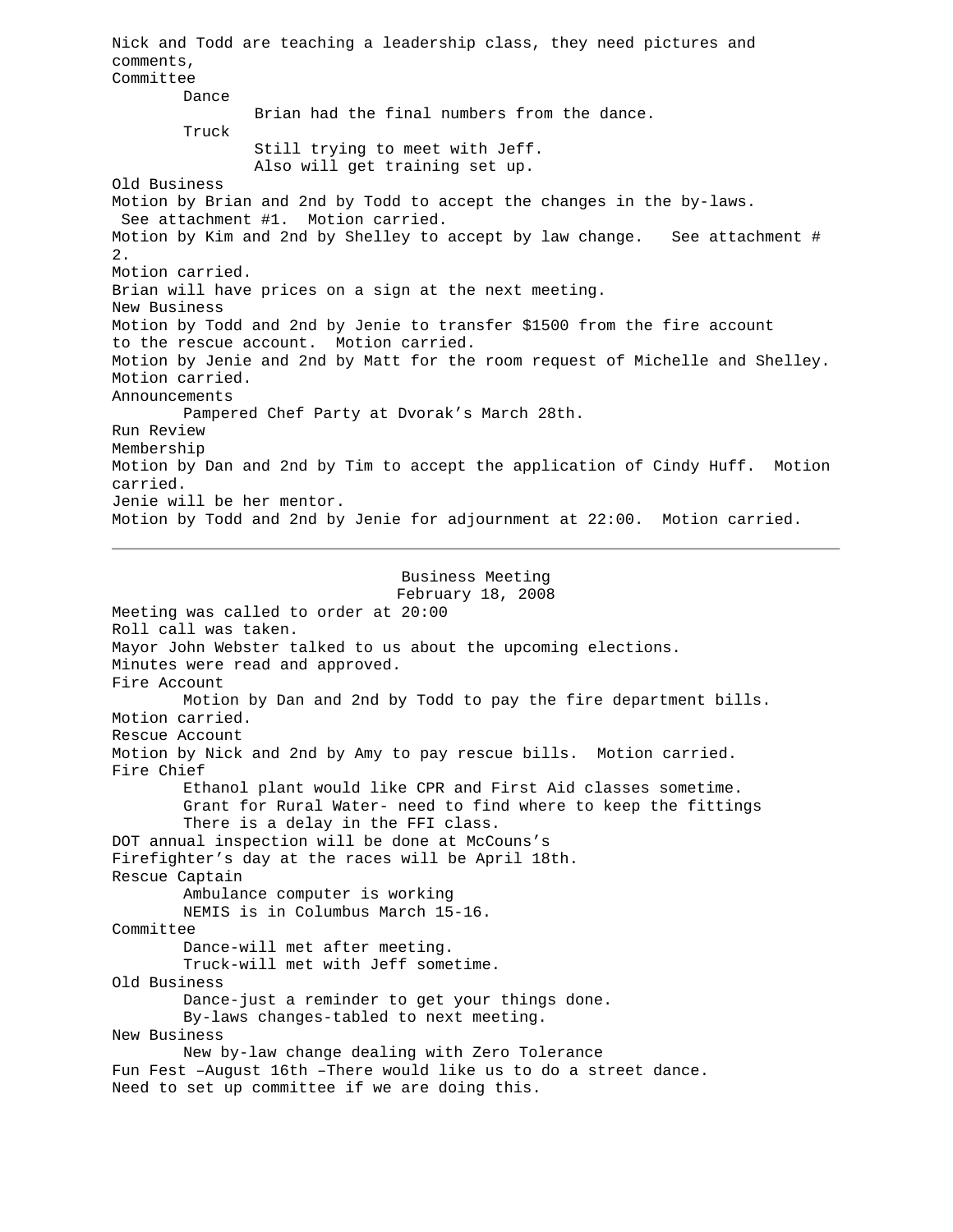Nick and Todd are teaching a leadership class, they need pictures and comments,

Committee

Dance

Brian had the final numbers from the dance.

Truck

Still trying to meet with Jeff.
Also will get training set up.

Old Business

Motion by Brian and 2nd by Todd to accept the changes in the by-laws. See attachment #1. Motion carried.
Motion by Kim and 2nd by Shelley to accept by law change. See attachment # 2.
Motion carried.
Brian will have prices on a sign at the next meeting.

New Business

Motion by Todd and 2nd by Jenie to transfer $1500 from the fire account to the rescue account. Motion carried.
Motion by Jenie and 2nd by Matt for the room request of Michelle and Shelley.
Motion carried.

Announcements

Pampered Chef Party at Dvorak's March 28th.

Run Review

Membership

Motion by Dan and 2nd by Tim to accept the application of Cindy Huff. Motion carried.
Jenie will be her mentor.
Motion by Todd and 2nd by Jenie for adjournment at 22:00. Motion carried.

---

## Business Meeting
## February 18, 2008

Meeting was called to order at 20:00
Roll call was taken.
Mayor John Webster talked to us about the upcoming elections.
Minutes were read and approved.

Fire Account

Motion by Dan and 2nd by Todd to pay the fire department bills.
Motion carried.

Rescue Account

Motion by Nick and 2nd by Amy to pay rescue bills. Motion carried.

Fire Chief

Ethanol plant would like CPR and First Aid classes sometime.
Grant for Rural Water- need to find where to keep the fittings
There is a delay in the FFI class.

DOT annual inspection will be done at McCouns's
Firefighter's day at the races will be April 18th.

Rescue Captain

Ambulance computer is working
NEMIS is in Columbus March 15-16.

Committee

Dance-will met after meeting.
Truck-will met with Jeff sometime.

Old Business

Dance-just a reminder to get your things done.
By-laws changes-tabled to next meeting.

New Business

New by-law change dealing with Zero Tolerance

Fun Fest –August 16th –There would like us to do a street dance.
Need to set up committee if we are doing this.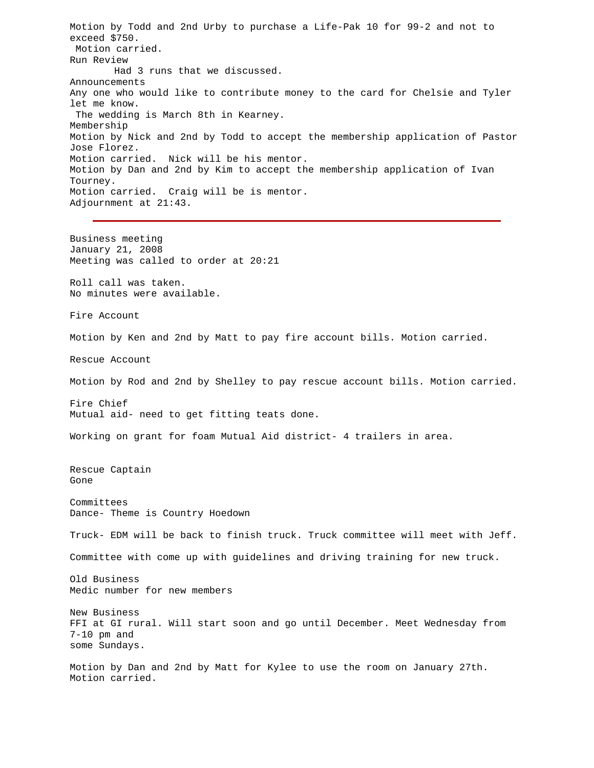Motion by Todd and 2nd Urby to purchase a Life-Pak 10 for 99-2 and not to exceed $750.
Motion carried.
Run Review
Had 3 runs that we discussed.
Announcements
Any one who would like to contribute money to the card for Chelsie and Tyler let me know.
The wedding is March 8th in Kearney.
Membership
Motion by Nick and 2nd by Todd to accept the membership application of Pastor Jose Florez.
Motion carried. Nick will be his mentor.
Motion by Dan and 2nd by Kim to accept the membership application of Ivan Tourney.
Motion carried. Craig will be is mentor.
Adjournment at 21:43.

---

Business meeting
January 21, 2008
Meeting was called to order at 20:21

Roll call was taken.
No minutes were available.

Fire Account

Motion by Ken and 2nd by Matt to pay fire account bills. Motion carried.

Rescue Account

Motion by Rod and 2nd by Shelley to pay rescue account bills. Motion carried.

Fire Chief
Mutual aid- need to get fitting teats done.

Working on grant for foam Mutual Aid district- 4 trailers in area.

Rescue Captain
Gone

Committees
Dance- Theme is Country Hoedown

Truck- EDM will be back to finish truck. Truck committee will meet with Jeff.

Committee with come up with guidelines and driving training for new truck.

Old Business
Medic number for new members

New Business
FFI at GI rural. Will start soon and go until December. Meet Wednesday from 7-10 pm and
some Sundays.

Motion by Dan and 2nd by Matt for Kylee to use the room on January 27th.
Motion carried.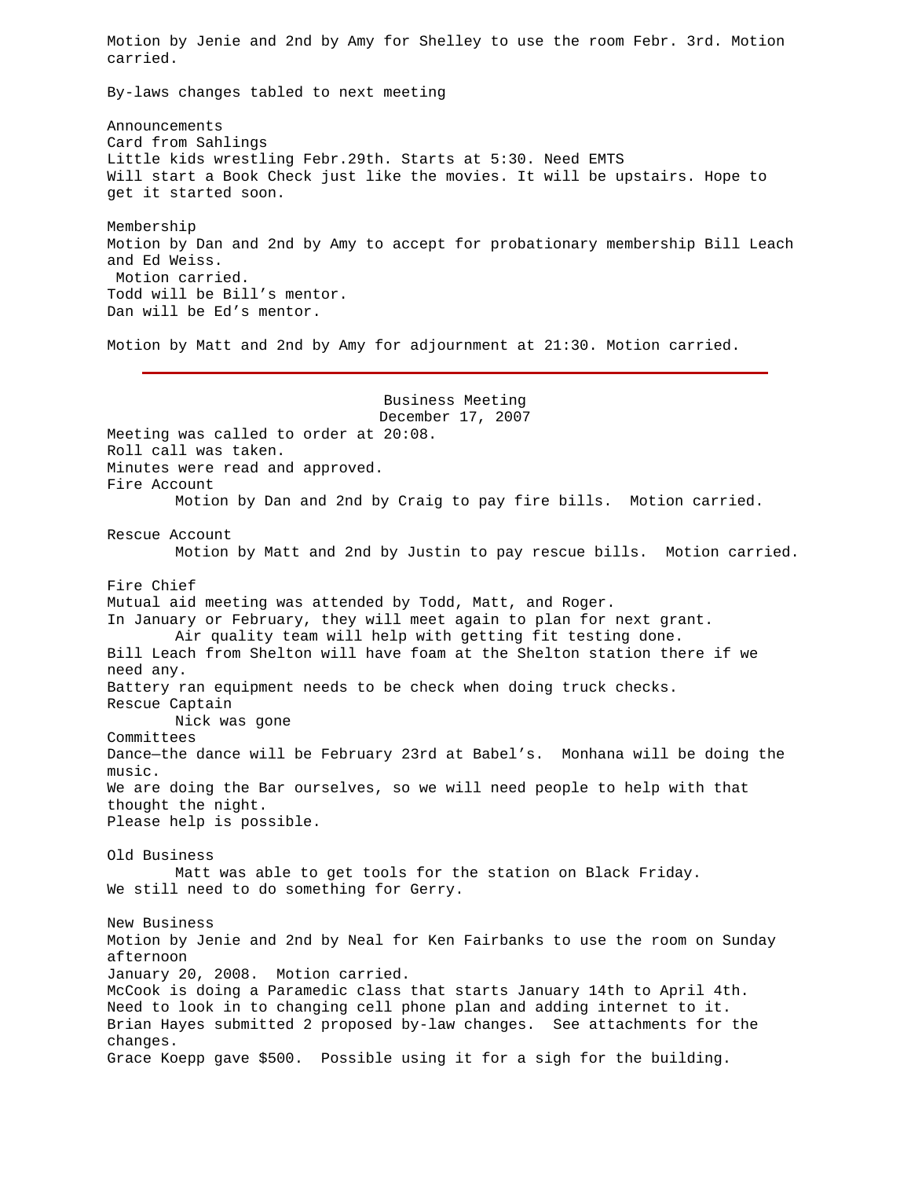Motion by Jenie and 2nd by Amy for Shelley to use the room Febr. 3rd. Motion carried.

By-laws changes tabled to next meeting

Announcements
Card from Sahlings
Little kids wrestling Febr.29th. Starts at 5:30. Need EMTS
Will start a Book Check just like the movies. It will be upstairs. Hope to get it started soon.

Membership
Motion by Dan and 2nd by Amy to accept for probationary membership Bill Leach and Ed Weiss.
Motion carried.
Todd will be Bill's mentor.
Dan will be Ed's mentor.

Motion by Matt and 2nd by Amy for adjournment at 21:30. Motion carried.

---

Business Meeting
December 17, 2007

Meeting was called to order at 20:08.
Roll call was taken.
Minutes were read and approved.
Fire Account
Motion by Dan and 2nd by Craig to pay fire bills. Motion carried.

Rescue Account
Motion by Matt and 2nd by Justin to pay rescue bills. Motion carried.

Fire Chief
Mutual aid meeting was attended by Todd, Matt, and Roger.
In January or February, they will meet again to plan for next grant.
Air quality team will help with getting fit testing done.
Bill Leach from Shelton will have foam at the Shelton station there if we need any.
Battery ran equipment needs to be check when doing truck checks.
Rescue Captain
Nick was gone
Committees
Dance—the dance will be February 23rd at Babel's. Monhana will be doing the music.
We are doing the Bar ourselves, so we will need people to help with that thought the night.
Please help is possible.

Old Business
Matt was able to get tools for the station on Black Friday.
We still need to do something for Gerry.

New Business
Motion by Jenie and 2nd by Neal for Ken Fairbanks to use the room on Sunday afternoon
January 20, 2008. Motion carried.
McCook is doing a Paramedic class that starts January 14th to April 4th.
Need to look in to changing cell phone plan and adding internet to it.
Brian Hayes submitted 2 proposed by-law changes. See attachments for the changes.
Grace Koepp gave $500. Possible using it for a sigh for the building.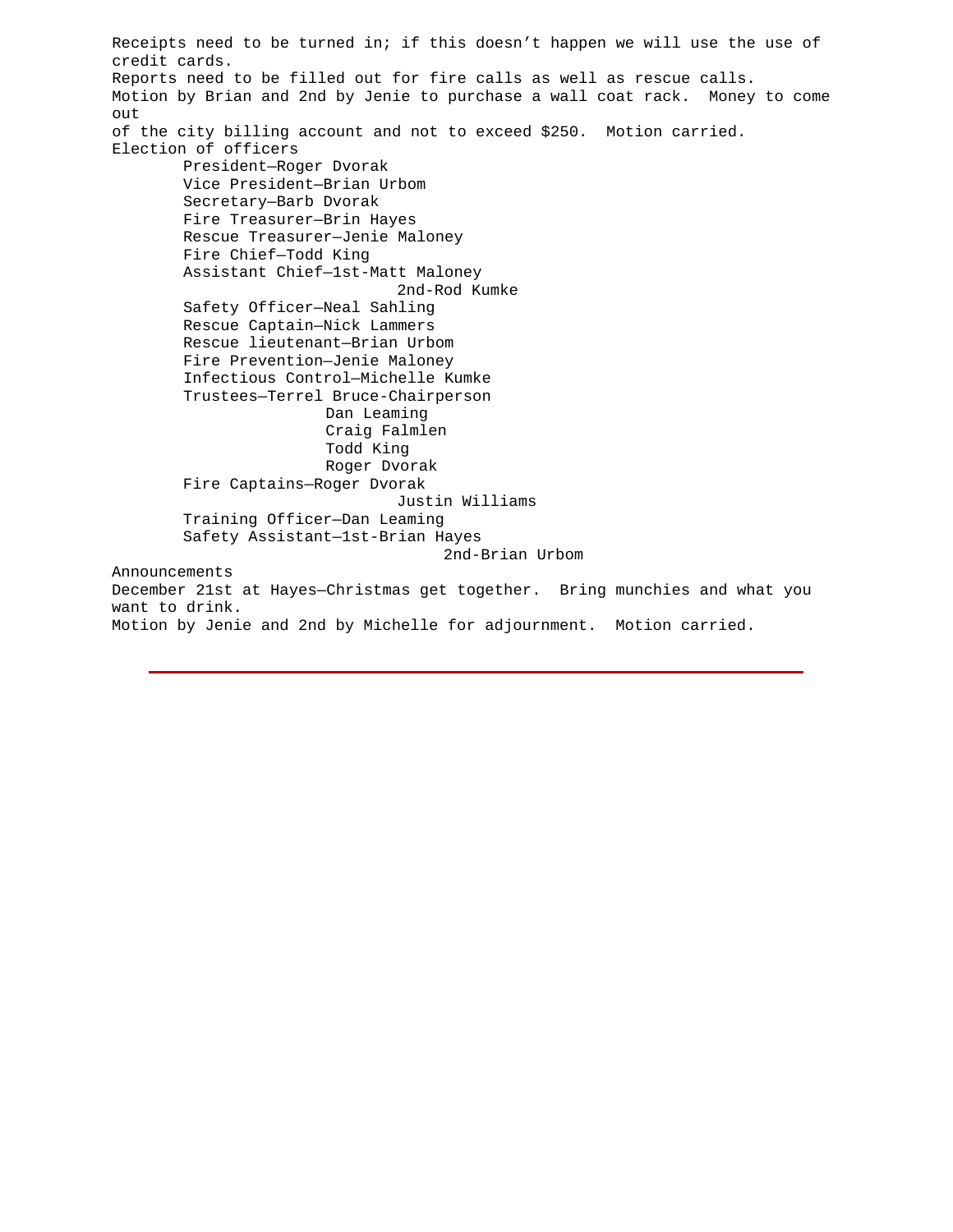Receipts need to be turned in; if this doesn't happen we will use the use of credit cards.

Reports need to be filled out for fire calls as well as rescue calls.

Motion by Brian and 2nd by Jenie to purchase a wall coat rack. Money to come out of the city billing account and not to exceed $250. Motion carried.

Election of officers

- President—Roger Dvorak
- Vice President—Brian Urbom
- Secretary—Barb Dvorak
- Fire Treasurer—Brin Hayes
- Rescue Treasurer—Jenie Maloney
- Fire Chief—Todd King
- Assistant Chief—1st-Matt Maloney
  - 2nd-Rod Kumke
- Safety Officer—Neal Sahling
- Rescue Captain—Nick Lammers
- Rescue lieutenant—Brian Urbom
- Fire Prevention—Jenie Maloney
- Infectious Control—Michelle Kumke
- Trustees—Terrel Bruce-Chairperson
  - Dan Leaming
  - Craig Falmlen
  - Todd King
  - Roger Dvorak
- Fire Captains—Roger Dvorak
  - Justin Williams
- Training Officer—Dan Leaming
- Safety Assistant—1st-Brian Hayes
  - 2nd-Brian Urbom

Announcements

December 21st at Hayes—Christmas get together. Bring munchies and what you want to drink.

Motion by Jenie and 2nd by Michelle for adjournment. Motion carried.